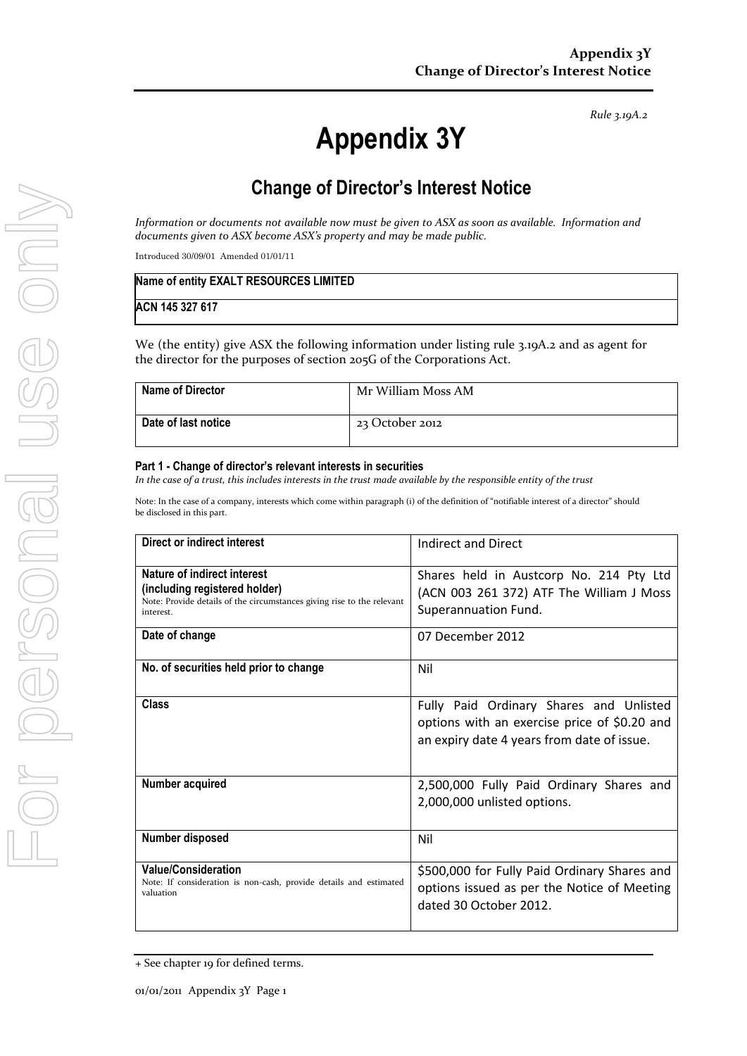Rule 3.19A.2

# Appendix 3Y

## Change of Director's Interest Notice

*Information or documents not available now must be given to ASX as soon as available. Information and documents given to ASX become ASX's property and may be made public.*

Introduced 30/09/01 Amended 01/01/11

| Name of entity EXALT RESOURCES LIMITED |
|---|
| ACN 145 327 617 |

We (the entity) give ASX the following information under listing rule 3.19A.2 and as agent for the director for the purposes of section 205G of the Corporations Act.

| Name of Director | Mr William Moss AM |
|---|---|
| Date of last notice | 23 October 2012 |

**Part 1 - Change of director's relevant interests in securities**

*In the case of a trust, this includes interests in the trust made available by the responsible entity of the trust*

Note: In the case of a company, interests which come within paragraph (i) of the definition of "notifiable interest of a director" should be disclosed in this part.

| Direct or indirect interest | Indirect and Direct |
|---|---|
| **Nature of indirect interest (including registered holder)** Note: Provide details of the circumstances giving rise to the relevant interest. | Shares held in Austcorp No. 214 Pty Ltd (ACN 003 261 372) ATF The William J Moss Superannuation Fund. |
| **Date of change** | 07 December 2012 |
| **No. of securities held prior to change** | Nil |
| **Class** | Fully Paid Ordinary Shares and Unlisted options with an exercise price of $0.20 and an expiry date 4 years from date of issue. |
| **Number acquired** | 2,500,000 Fully Paid Ordinary Shares and 2,000,000 unlisted options. |
| **Number disposed** | Nil |
| **Value/Consideration** Note: If consideration is non-cash, provide details and estimated valuation | $500,000 for Fully Paid Ordinary Shares and options issued as per the Notice of Meeting dated 30 October 2012. |

+ See chapter 19 for defined terms.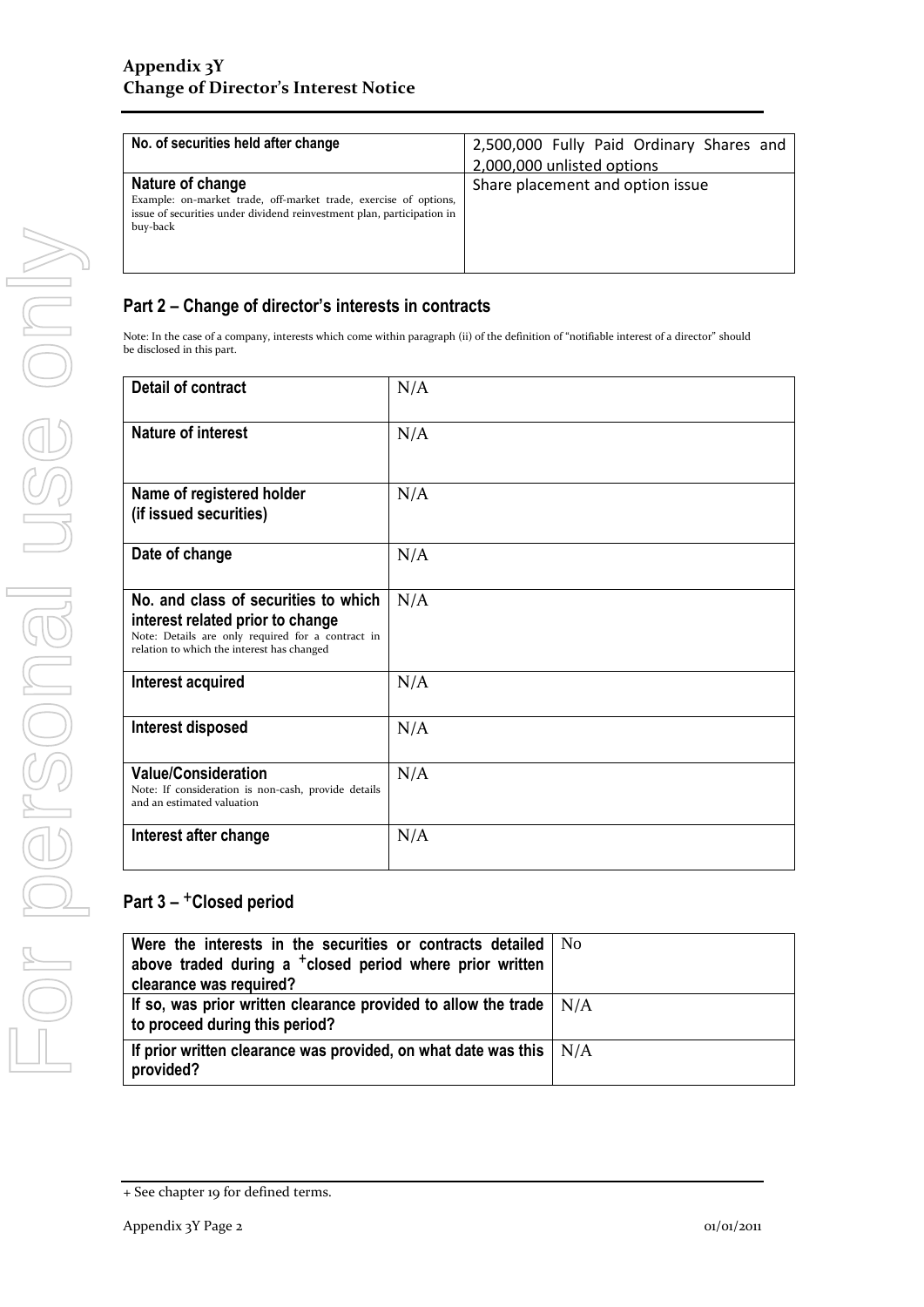| | |
|---|---|
| **No. of securities held after change** | 2,500,000 Fully Paid Ordinary Shares and 2,000,000 unlisted options |
| **Nature of change**<br>Example: on-market trade, off-market trade, exercise of options, issue of securities under dividend reinvestment plan, participation in buy-back | Share placement and option issue |

## Part 2 – Change of director's interests in contracts

Note: In the case of a company, interests which come within paragraph (ii) of the definition of "notifiable interest of a director" should be disclosed in this part.

| | |
|---|---|
| **Detail of contract** | N/A |
| **Nature of interest** | N/A |
| **Name of registered holder (if issued securities)** | N/A |
| **Date of change** | N/A |
| **No. and class of securities to which interest related prior to change**<br>Note: Details are only required for a contract in relation to which the interest has changed | N/A |
| **Interest acquired** | N/A |
| **Interest disposed** | N/A |
| **Value/Consideration**<br>Note: If consideration is non-cash, provide details and an estimated valuation | N/A |
| **Interest after change** | N/A |

## Part 3 – +Closed period

| | |
|---|---|
| **Were the interests in the securities or contracts detailed above traded during a +closed period where prior written clearance was required?** | No |
| **If so, was prior written clearance provided to allow the trade to proceed during this period?** | N/A |
| **If prior written clearance was provided, on what date was this provided?** | N/A |

+ See chapter 19 for defined terms.